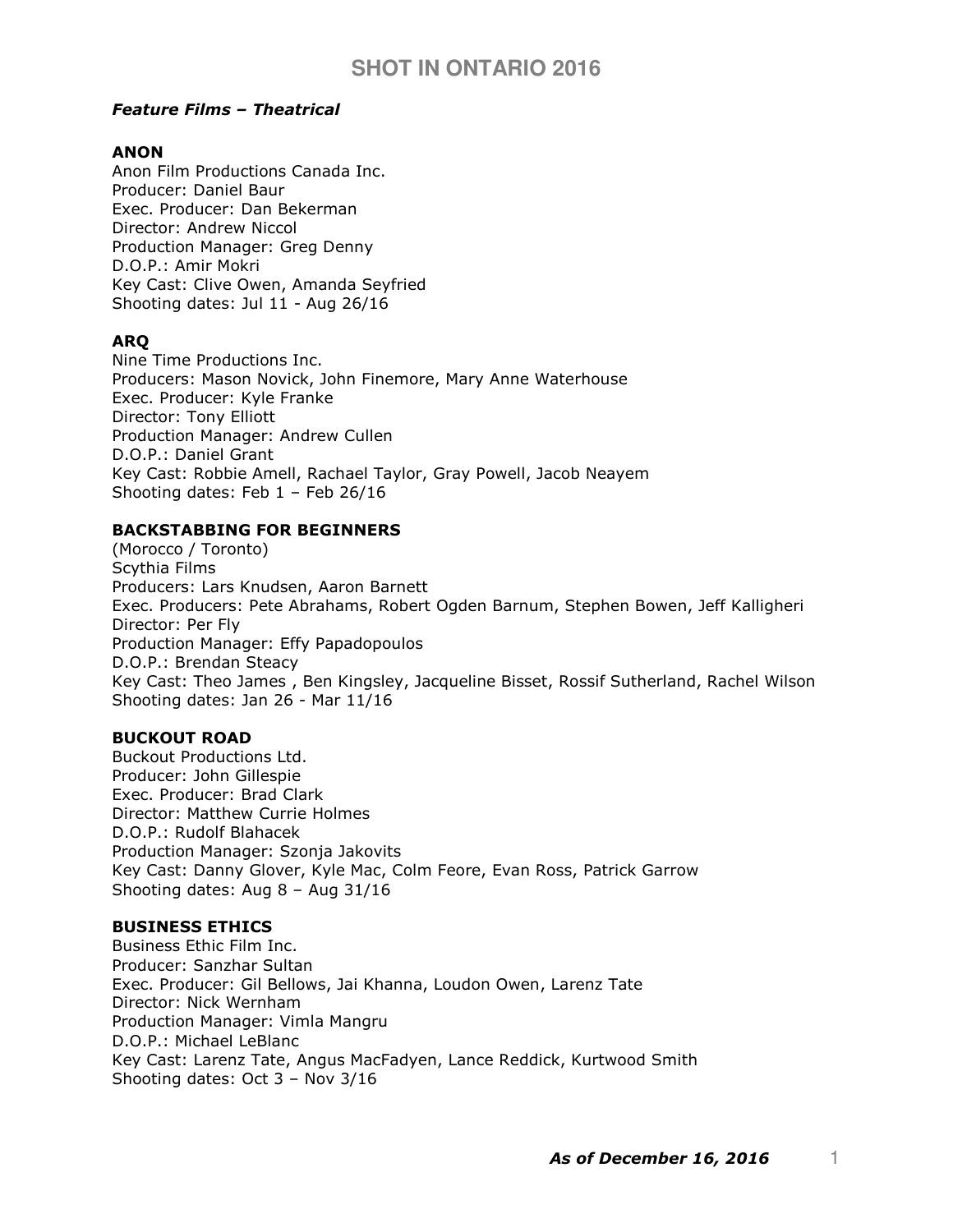# SHOT IN ONTARIO 2016

***Feature Films – Theatrical***

**ANON**
Anon Film Productions Canada Inc.
Producer: Daniel Baur
Exec. Producer: Dan Bekerman
Director: Andrew Niccol
Production Manager: Greg Denny
D.O.P.: Amir Mokri
Key Cast: Clive Owen, Amanda Seyfried
Shooting dates: Jul 11 - Aug 26/16

**ARQ**
Nine Time Productions Inc.
Producers: Mason Novick, John Finemore, Mary Anne Waterhouse
Exec. Producer: Kyle Franke
Director: Tony Elliott
Production Manager: Andrew Cullen
D.O.P.: Daniel Grant
Key Cast: Robbie Amell, Rachael Taylor, Gray Powell, Jacob Neayem
Shooting dates: Feb 1 – Feb 26/16

**BACKSTABBING FOR BEGINNERS**
(Morocco / Toronto)
Scythia Films
Producers: Lars Knudsen, Aaron Barnett
Exec. Producers: Pete Abrahams, Robert Ogden Barnum, Stephen Bowen, Jeff Kalligheri
Director: Per Fly
Production Manager: Effy Papadopoulos
D.O.P.: Brendan Steacy
Key Cast: Theo James , Ben Kingsley, Jacqueline Bisset, Rossif Sutherland, Rachel Wilson
Shooting dates: Jan 26 - Mar 11/16

**BUCKOUT ROAD**
Buckout Productions Ltd.
Producer: John Gillespie
Exec. Producer: Brad Clark
Director: Matthew Currie Holmes
D.O.P.: Rudolf Blahacek
Production Manager: Szonja Jakovits
Key Cast: Danny Glover, Kyle Mac, Colm Feore, Evan Ross, Patrick Garrow
Shooting dates: Aug 8 – Aug 31/16

**BUSINESS ETHICS**
Business Ethic Film Inc.
Producer: Sanzhar Sultan
Exec. Producer: Gil Bellows, Jai Khanna, Loudon Owen, Larenz Tate
Director: Nick Wernham
Production Manager: Vimla Mangru
D.O.P.: Michael LeBlanc
Key Cast: Larenz Tate, Angus MacFadyen, Lance Reddick, Kurtwood Smith
Shooting dates: Oct 3 – Nov 3/16

***As of December 16, 2016***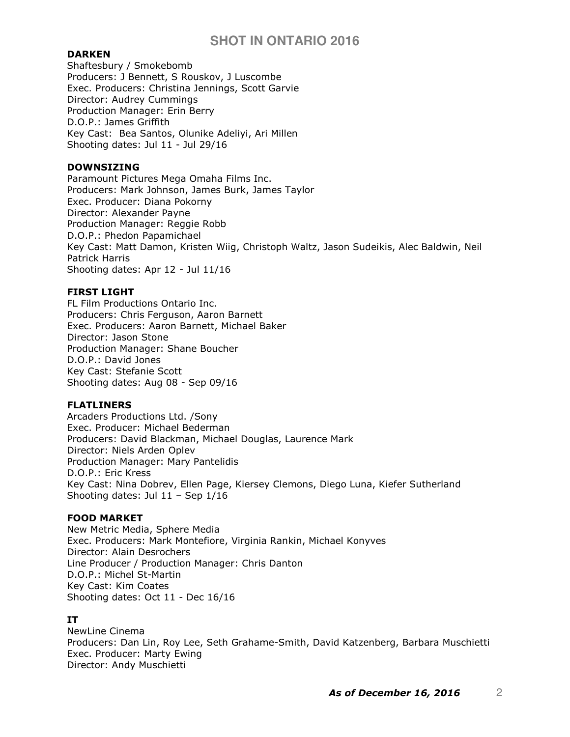### DARKEN

Shaftesbury / Smokebomb
Producers: J Bennett, S Rouskov, J Luscombe
Exec. Producers: Christina Jennings, Scott Garvie
Director: Audrey Cummings
Production Manager: Erin Berry
D.O.P.: James Griffith
Key Cast: Bea Santos, Olunike Adeliyi, Ari Millen
Shooting dates: Jul 11 - Jul 29/16

### DOWNSIZING

Paramount Pictures Mega Omaha Films Inc.
Producers: Mark Johnson, James Burk, James Taylor
Exec. Producer: Diana Pokorny
Director: Alexander Payne
Production Manager: Reggie Robb
D.O.P.: Phedon Papamichael
Key Cast: Matt Damon, Kristen Wiig, Christoph Waltz, Jason Sudeikis, Alec Baldwin, Neil Patrick Harris
Shooting dates: Apr 12 - Jul 11/16

### FIRST LIGHT

FL Film Productions Ontario Inc.
Producers: Chris Ferguson, Aaron Barnett
Exec. Producers: Aaron Barnett, Michael Baker
Director: Jason Stone
Production Manager: Shane Boucher
D.O.P.: David Jones
Key Cast: Stefanie Scott
Shooting dates: Aug 08 - Sep 09/16

### FLATLINERS

Arcaders Productions Ltd. /Sony
Exec. Producer: Michael Bederman
Producers: David Blackman, Michael Douglas, Laurence Mark
Director: Niels Arden Oplev
Production Manager: Mary Pantelidis
D.O.P.: Eric Kress
Key Cast: Nina Dobrev, Ellen Page, Kiersey Clemons, Diego Luna, Kiefer Sutherland
Shooting dates: Jul 11 – Sep 1/16

### FOOD MARKET

New Metric Media, Sphere Media
Exec. Producers: Mark Montefiore, Virginia Rankin, Michael Konyves
Director: Alain Desrochers
Line Producer / Production Manager: Chris Danton
D.O.P.: Michel St-Martin
Key Cast: Kim Coates
Shooting dates: Oct 11 - Dec 16/16

### IT

NewLine Cinema
Producers: Dan Lin, Roy Lee, Seth Grahame-Smith, David Katzenberg, Barbara Muschietti
Exec. Producer: Marty Ewing
Director: Andy Muschietti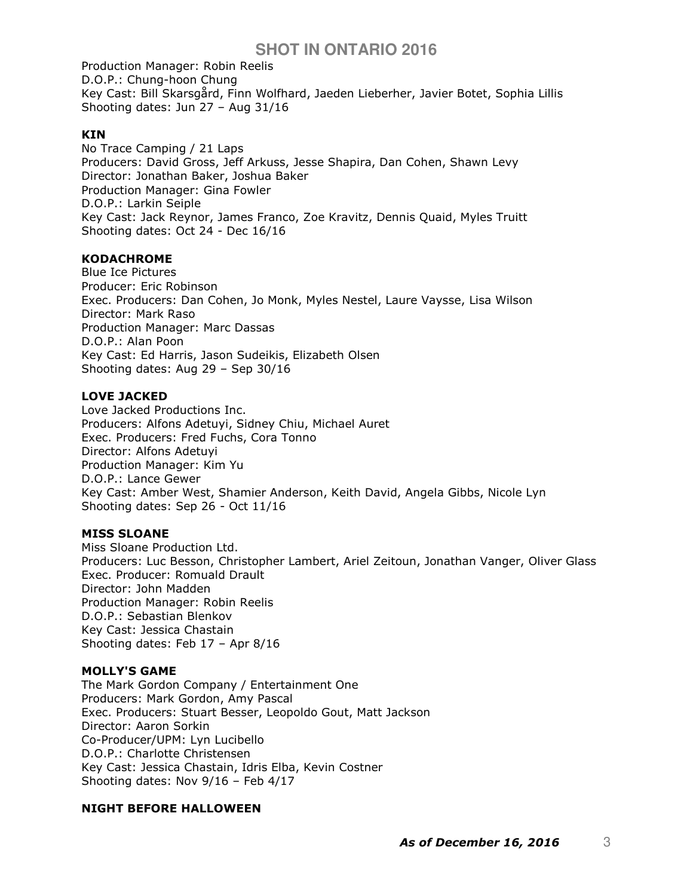Production Manager: Robin Reelis
D.O.P.: Chung-hoon Chung
Key Cast: Bill Skarsgård, Finn Wolfhard, Jaeden Lieberher, Javier Botet, Sophia Lillis
Shooting dates: Jun 27 – Aug 31/16

**KIN**
No Trace Camping / 21 Laps
Producers: David Gross, Jeff Arkuss, Jesse Shapira, Dan Cohen, Shawn Levy
Director: Jonathan Baker, Joshua Baker
Production Manager: Gina Fowler
D.O.P.: Larkin Seiple
Key Cast: Jack Reynor, James Franco, Zoe Kravitz, Dennis Quaid, Myles Truitt
Shooting dates: Oct 24 - Dec 16/16

**KODACHROME**
Blue Ice Pictures
Producer: Eric Robinson
Exec. Producers: Dan Cohen, Jo Monk, Myles Nestel, Laure Vaysse, Lisa Wilson
Director: Mark Raso
Production Manager: Marc Dassas
D.O.P.: Alan Poon
Key Cast: Ed Harris, Jason Sudeikis, Elizabeth Olsen
Shooting dates: Aug 29 – Sep 30/16

**LOVE JACKED**
Love Jacked Productions Inc.
Producers: Alfons Adetuyi, Sidney Chiu, Michael Auret
Exec. Producers: Fred Fuchs, Cora Tonno
Director: Alfons Adetuyi
Production Manager: Kim Yu
D.O.P.: Lance Gewer
Key Cast: Amber West, Shamier Anderson, Keith David, Angela Gibbs, Nicole Lyn
Shooting dates: Sep 26 - Oct 11/16

**MISS SLOANE**
Miss Sloane Production Ltd.
Producers: Luc Besson, Christopher Lambert, Ariel Zeitoun, Jonathan Vanger, Oliver Glass
Exec. Producer: Romuald Drault
Director: John Madden
Production Manager: Robin Reelis
D.O.P.: Sebastian Blenkov
Key Cast: Jessica Chastain
Shooting dates: Feb 17 – Apr 8/16

**MOLLY'S GAME**
The Mark Gordon Company / Entertainment One
Producers: Mark Gordon, Amy Pascal
Exec. Producers: Stuart Besser, Leopoldo Gout, Matt Jackson
Director: Aaron Sorkin
Co-Producer/UPM: Lyn Lucibello
D.O.P.: Charlotte Christensen
Key Cast: Jessica Chastain, Idris Elba, Kevin Costner
Shooting dates: Nov 9/16 – Feb 4/17

**NIGHT BEFORE HALLOWEEN**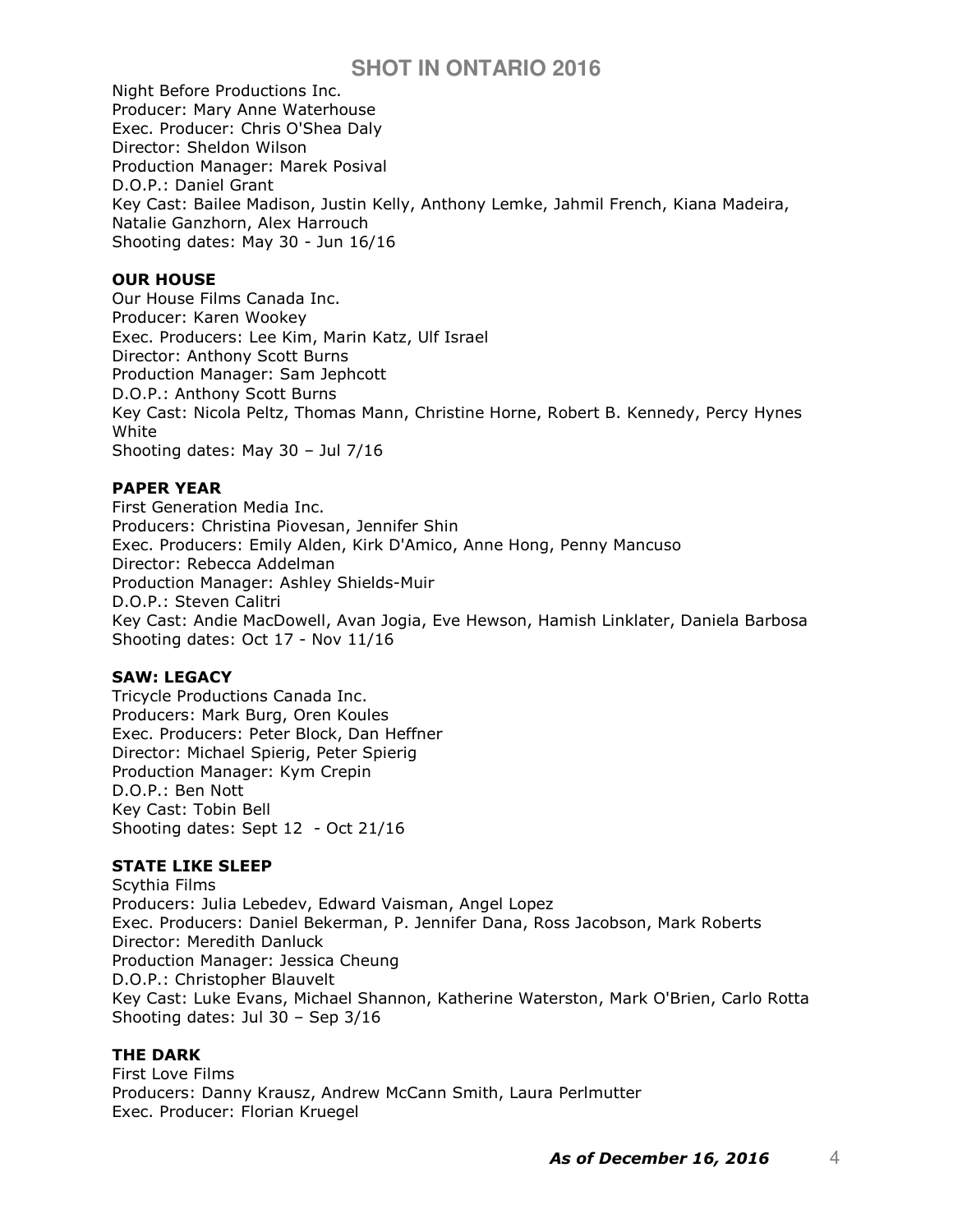Night Before Productions Inc.
Producer: Mary Anne Waterhouse
Exec. Producer: Chris O'Shea Daly
Director: Sheldon Wilson
Production Manager: Marek Posival
D.O.P.: Daniel Grant
Key Cast: Bailee Madison, Justin Kelly, Anthony Lemke, Jahmil French, Kiana Madeira, Natalie Ganzhorn, Alex Harrouch
Shooting dates: May 30 - Jun 16/16

**OUR HOUSE**
Our House Films Canada Inc.
Producer: Karen Wookey
Exec. Producers: Lee Kim, Marin Katz, Ulf Israel
Director: Anthony Scott Burns
Production Manager: Sam Jephcott
D.O.P.: Anthony Scott Burns
Key Cast: Nicola Peltz, Thomas Mann, Christine Horne, Robert B. Kennedy, Percy Hynes White
Shooting dates: May 30 – Jul 7/16

**PAPER YEAR**
First Generation Media Inc.
Producers: Christina Piovesan, Jennifer Shin
Exec. Producers: Emily Alden, Kirk D'Amico, Anne Hong, Penny Mancuso
Director: Rebecca Addelman
Production Manager: Ashley Shields-Muir
D.O.P.: Steven Calitri
Key Cast: Andie MacDowell, Avan Jogia, Eve Hewson, Hamish Linklater, Daniela Barbosa
Shooting dates: Oct 17 - Nov 11/16

**SAW: LEGACY**
Tricycle Productions Canada Inc.
Producers: Mark Burg, Oren Koules
Exec. Producers: Peter Block, Dan Heffner
Director: Michael Spierig, Peter Spierig
Production Manager: Kym Crepin
D.O.P.: Ben Nott
Key Cast: Tobin Bell
Shooting dates: Sept 12 - Oct 21/16

**STATE LIKE SLEEP**
Scythia Films
Producers: Julia Lebedev, Edward Vaisman, Angel Lopez
Exec. Producers: Daniel Bekerman, P. Jennifer Dana, Ross Jacobson, Mark Roberts
Director: Meredith Danluck
Production Manager: Jessica Cheung
D.O.P.: Christopher Blauvelt
Key Cast: Luke Evans, Michael Shannon, Katherine Waterston, Mark O'Brien, Carlo Rotta
Shooting dates: Jul 30 – Sep 3/16

**THE DARK**
First Love Films
Producers: Danny Krausz, Andrew McCann Smith, Laura Perlmutter
Exec. Producer: Florian Kruegel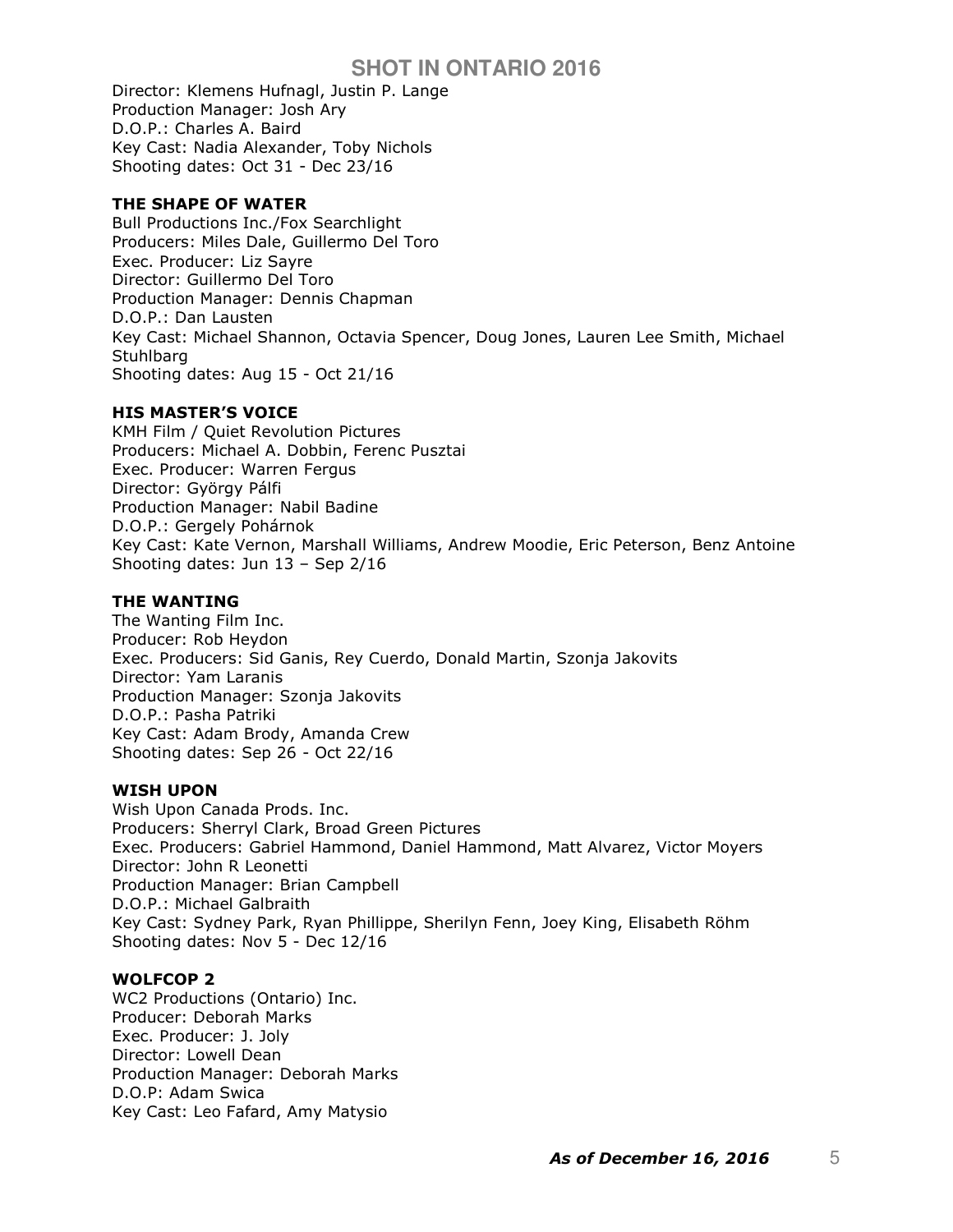Director: Klemens Hufnagl, Justin P. Lange
Production Manager: Josh Ary
D.O.P.: Charles A. Baird
Key Cast: Nadia Alexander, Toby Nichols
Shooting dates: Oct 31 - Dec 23/16

**THE SHAPE OF WATER**
Bull Productions Inc./Fox Searchlight
Producers: Miles Dale, Guillermo Del Toro
Exec. Producer: Liz Sayre
Director: Guillermo Del Toro
Production Manager: Dennis Chapman
D.O.P.: Dan Lausten
Key Cast: Michael Shannon, Octavia Spencer, Doug Jones, Lauren Lee Smith, Michael Stuhlbarg
Shooting dates: Aug 15 - Oct 21/16

**HIS MASTER'S VOICE**
KMH Film / Quiet Revolution Pictures
Producers: Michael A. Dobbin, Ferenc Pusztai
Exec. Producer: Warren Fergus
Director: György Pálfi
Production Manager: Nabil Badine
D.O.P.: Gergely Pohárnok
Key Cast: Kate Vernon, Marshall Williams, Andrew Moodie, Eric Peterson, Benz Antoine
Shooting dates: Jun 13 – Sep 2/16

**THE WANTING**
The Wanting Film Inc.
Producer: Rob Heydon
Exec. Producers: Sid Ganis, Rey Cuerdo, Donald Martin, Szonja Jakovits
Director: Yam Laranis
Production Manager: Szonja Jakovits
D.O.P.: Pasha Patriki
Key Cast: Adam Brody, Amanda Crew
Shooting dates: Sep 26 - Oct 22/16

**WISH UPON**
Wish Upon Canada Prods. Inc.
Producers: Sherryl Clark, Broad Green Pictures
Exec. Producers: Gabriel Hammond, Daniel Hammond, Matt Alvarez, Victor Moyers
Director: John R Leonetti
Production Manager: Brian Campbell
D.O.P.: Michael Galbraith
Key Cast: Sydney Park, Ryan Phillippe, Sherilyn Fenn, Joey King, Elisabeth Röhm
Shooting dates: Nov 5 - Dec 12/16

**WOLFCOP 2**
WC2 Productions (Ontario) Inc.
Producer: Deborah Marks
Exec. Producer: J. Joly
Director: Lowell Dean
Production Manager: Deborah Marks
D.O.P: Adam Swica
Key Cast: Leo Fafard, Amy Matysio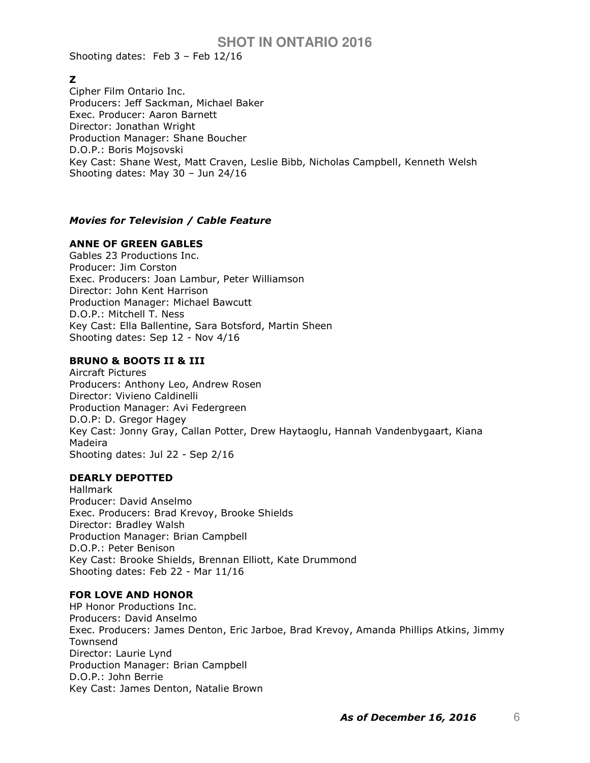Shooting dates: Feb 3 – Feb 12/16

**Z**
Cipher Film Ontario Inc.
Producers: Jeff Sackman, Michael Baker
Exec. Producer: Aaron Barnett
Director: Jonathan Wright
Production Manager: Shane Boucher
D.O.P.: Boris Mojsovski
Key Cast: Shane West, Matt Craven, Leslie Bibb, Nicholas Campbell, Kenneth Welsh
Shooting dates: May 30 – Jun 24/16

### *Movies for Television / Cable Feature*

**ANNE OF GREEN GABLES**
Gables 23 Productions Inc.
Producer: Jim Corston
Exec. Producers: Joan Lambur, Peter Williamson
Director: John Kent Harrison
Production Manager: Michael Bawcutt
D.O.P.: Mitchell T. Ness
Key Cast: Ella Ballentine, Sara Botsford, Martin Sheen
Shooting dates: Sep 12 - Nov 4/16

**BRUNO & BOOTS II & III**
Aircraft Pictures
Producers: Anthony Leo, Andrew Rosen
Director: Vivieno Caldinelli
Production Manager: Avi Federgreen
D.O.P: D. Gregor Hagey
Key Cast: Jonny Gray, Callan Potter, Drew Haytaoglu, Hannah Vandenbygaart, Kiana Madeira
Shooting dates: Jul 22 - Sep 2/16

**DEARLY DEPOTTED**
Hallmark
Producer: David Anselmo
Exec. Producers: Brad Krevoy, Brooke Shields
Director: Bradley Walsh
Production Manager: Brian Campbell
D.O.P.: Peter Benison
Key Cast: Brooke Shields, Brennan Elliott, Kate Drummond
Shooting dates: Feb 22 - Mar 11/16

**FOR LOVE AND HONOR**
HP Honor Productions Inc.
Producers: David Anselmo
Exec. Producers: James Denton, Eric Jarboe, Brad Krevoy, Amanda Phillips Atkins, Jimmy Townsend
Director: Laurie Lynd
Production Manager: Brian Campbell
D.O.P.: John Berrie
Key Cast: James Denton, Natalie Brown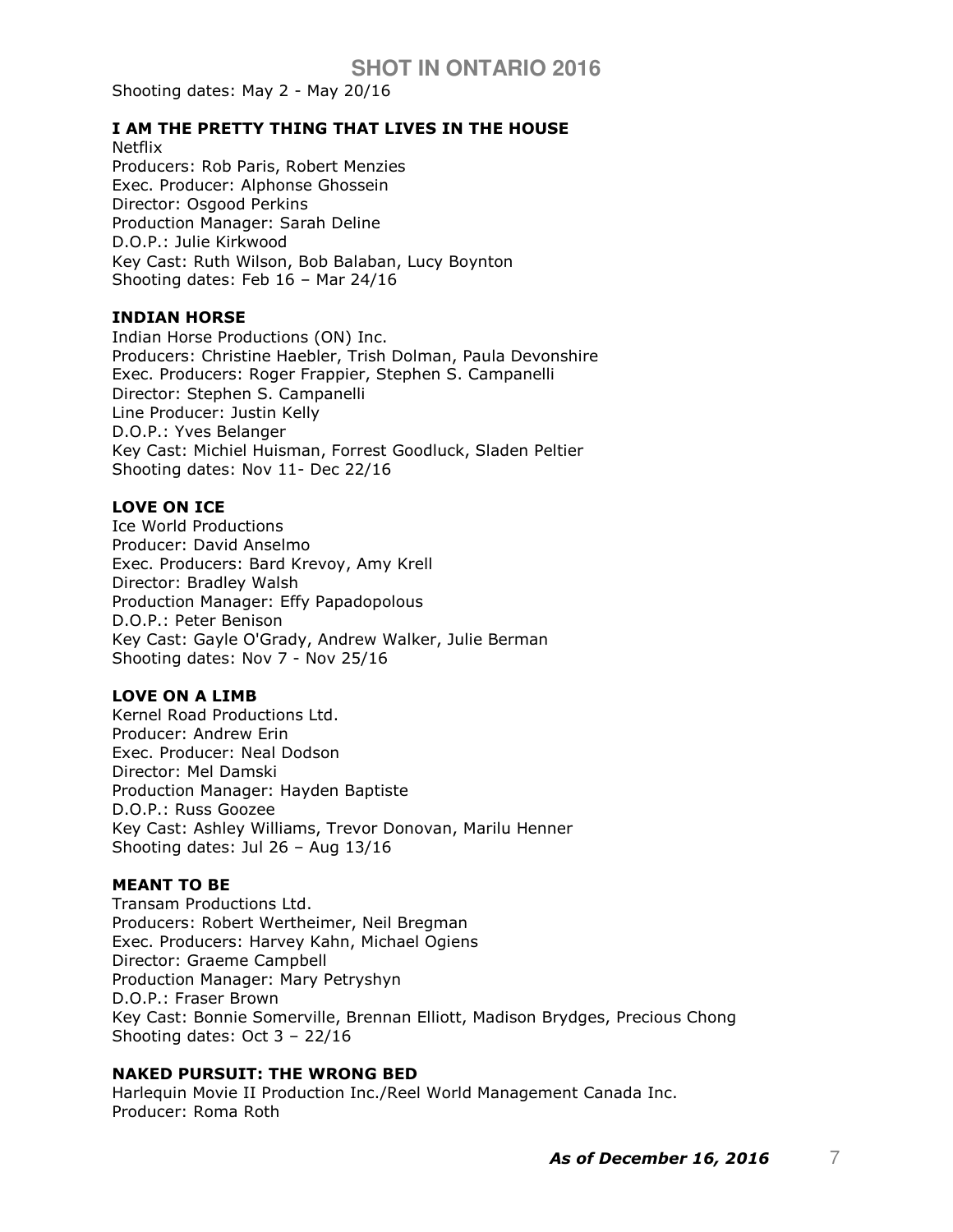Shooting dates: May 2 - May 20/16

**I AM THE PRETTY THING THAT LIVES IN THE HOUSE**
Netflix
Producers: Rob Paris, Robert Menzies
Exec. Producer: Alphonse Ghossein
Director: Osgood Perkins
Production Manager: Sarah Deline
D.O.P.: Julie Kirkwood
Key Cast: Ruth Wilson, Bob Balaban, Lucy Boynton
Shooting dates: Feb 16 – Mar 24/16

**INDIAN HORSE**
Indian Horse Productions (ON) Inc.
Producers: Christine Haebler, Trish Dolman, Paula Devonshire
Exec. Producers: Roger Frappier, Stephen S. Campanelli
Director: Stephen S. Campanelli
Line Producer: Justin Kelly
D.O.P.: Yves Belanger
Key Cast: Michiel Huisman, Forrest Goodluck, Sladen Peltier
Shooting dates: Nov 11- Dec 22/16

**LOVE ON ICE**
Ice World Productions
Producer: David Anselmo
Exec. Producers: Bard Krevoy, Amy Krell
Director: Bradley Walsh
Production Manager: Effy Papadopolous
D.O.P.: Peter Benison
Key Cast: Gayle O'Grady, Andrew Walker, Julie Berman
Shooting dates: Nov 7 - Nov 25/16

**LOVE ON A LIMB**
Kernel Road Productions Ltd.
Producer: Andrew Erin
Exec. Producer: Neal Dodson
Director: Mel Damski
Production Manager: Hayden Baptiste
D.O.P.: Russ Goozee
Key Cast: Ashley Williams, Trevor Donovan, Marilu Henner
Shooting dates: Jul 26 – Aug 13/16

**MEANT TO BE**
Transam Productions Ltd.
Producers: Robert Wertheimer, Neil Bregman
Exec. Producers: Harvey Kahn, Michael Ogiens
Director: Graeme Campbell
Production Manager: Mary Petryshyn
D.O.P.: Fraser Brown
Key Cast: Bonnie Somerville, Brennan Elliott, Madison Brydges, Precious Chong
Shooting dates: Oct 3 – 22/16

**NAKED PURSUIT: THE WRONG BED**
Harlequin Movie II Production Inc./Reel World Management Canada Inc.
Producer: Roma Roth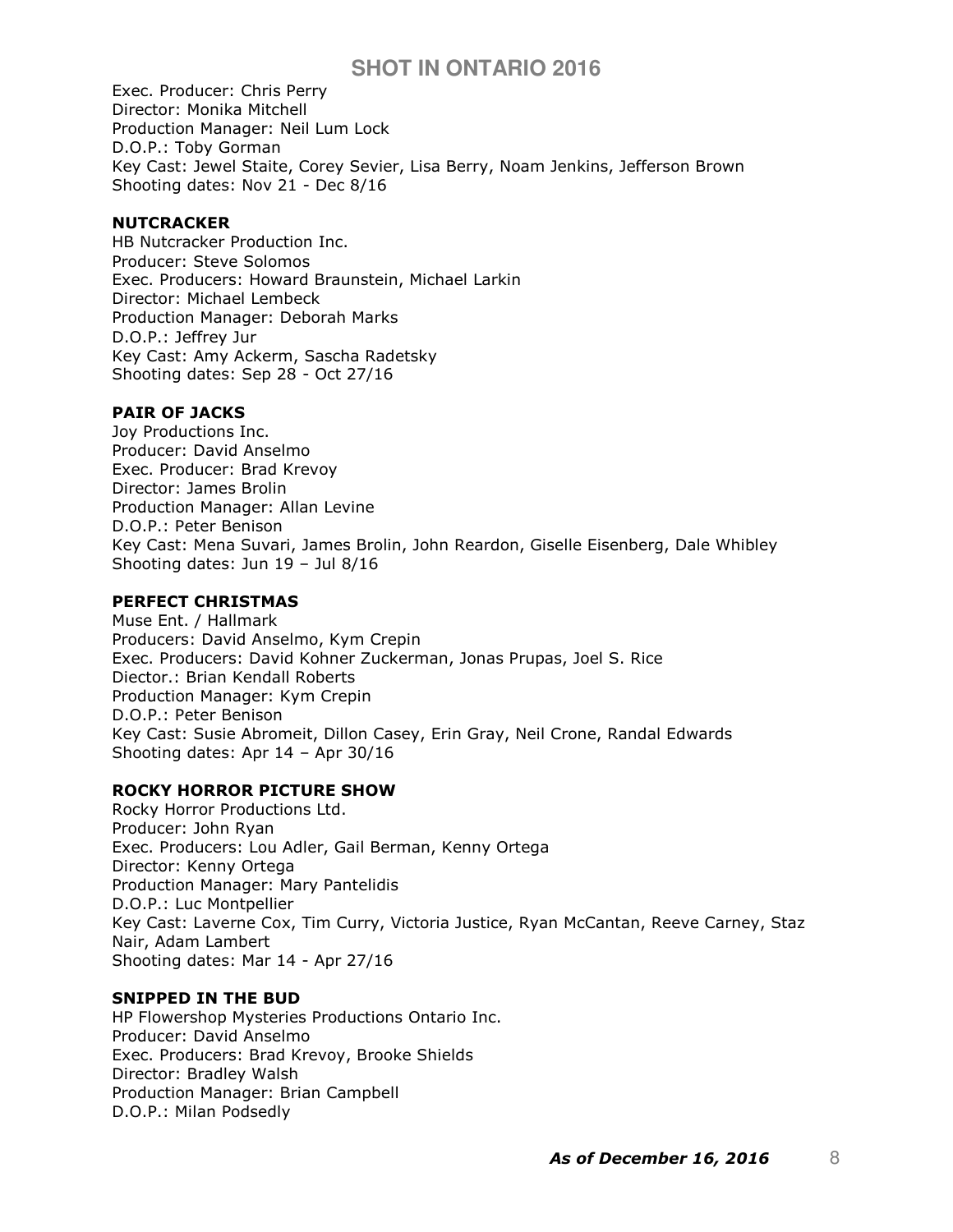Exec. Producer: Chris Perry
Director: Monika Mitchell
Production Manager: Neil Lum Lock
D.O.P.: Toby Gorman
Key Cast: Jewel Staite, Corey Sevier, Lisa Berry, Noam Jenkins, Jefferson Brown
Shooting dates: Nov 21 - Dec 8/16

**NUTCRACKER**
HB Nutcracker Production Inc.
Producer: Steve Solomos
Exec. Producers: Howard Braunstein, Michael Larkin
Director: Michael Lembeck
Production Manager: Deborah Marks
D.O.P.: Jeffrey Jur
Key Cast: Amy Ackerm, Sascha Radetsky
Shooting dates: Sep 28 - Oct 27/16

**PAIR OF JACKS**
Joy Productions Inc.
Producer: David Anselmo
Exec. Producer: Brad Krevoy
Director: James Brolin
Production Manager: Allan Levine
D.O.P.: Peter Benison
Key Cast: Mena Suvari, James Brolin, John Reardon, Giselle Eisenberg, Dale Whibley
Shooting dates: Jun 19 – Jul 8/16

**PERFECT CHRISTMAS**
Muse Ent. / Hallmark
Producers: David Anselmo, Kym Crepin
Exec. Producers: David Kohner Zuckerman, Jonas Prupas, Joel S. Rice
Diector.: Brian Kendall Roberts
Production Manager: Kym Crepin
D.O.P.: Peter Benison
Key Cast: Susie Abromeit, Dillon Casey, Erin Gray, Neil Crone, Randal Edwards
Shooting dates: Apr 14 – Apr 30/16

**ROCKY HORROR PICTURE SHOW**
Rocky Horror Productions Ltd.
Producer: John Ryan
Exec. Producers: Lou Adler, Gail Berman, Kenny Ortega
Director: Kenny Ortega
Production Manager: Mary Pantelidis
D.O.P.: Luc Montpellier
Key Cast: Laverne Cox, Tim Curry, Victoria Justice, Ryan McCantan, Reeve Carney, Staz Nair, Adam Lambert
Shooting dates: Mar 14 - Apr 27/16

**SNIPPED IN THE BUD**
HP Flowershop Mysteries Productions Ontario Inc.
Producer: David Anselmo
Exec. Producers: Brad Krevoy, Brooke Shields
Director: Bradley Walsh
Production Manager: Brian Campbell
D.O.P.: Milan Podsedly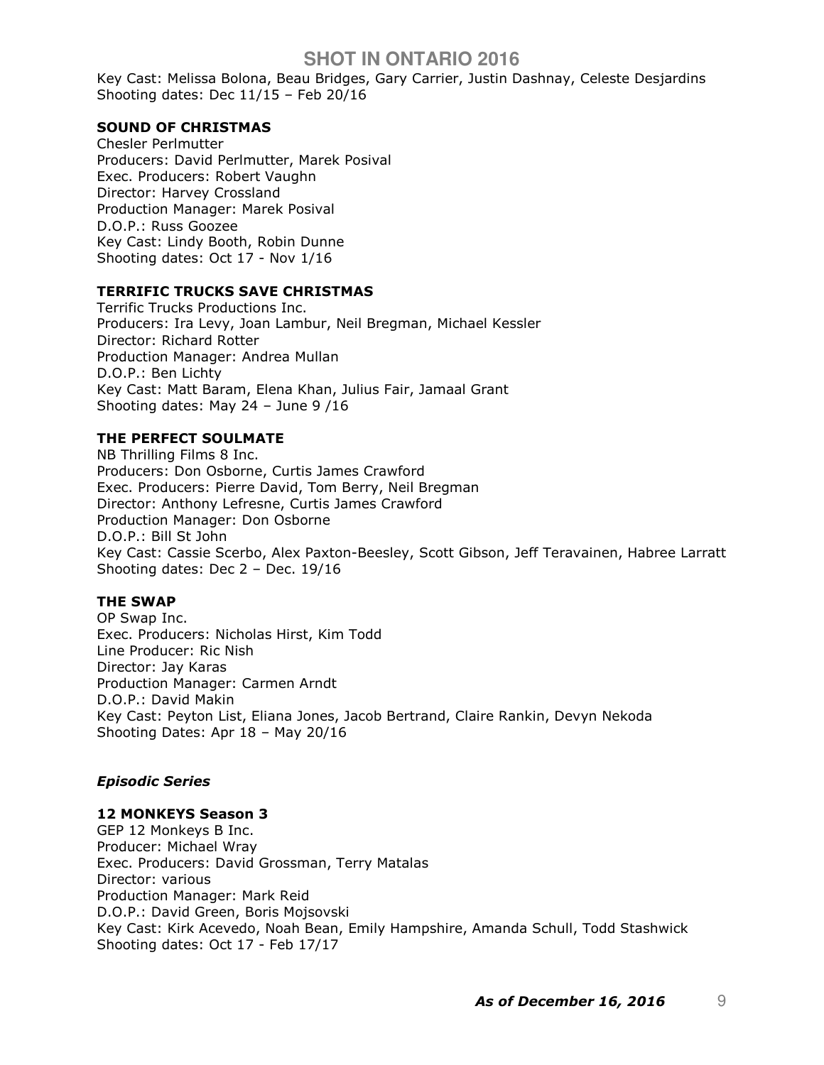Key Cast: Melissa Bolona, Beau Bridges, Gary Carrier, Justin Dashnay, Celeste Desjardins
Shooting dates: Dec 11/15 – Feb 20/16

**SOUND OF CHRISTMAS**
Chesler Perlmutter
Producers: David Perlmutter, Marek Posival
Exec. Producers: Robert Vaughn
Director: Harvey Crossland
Production Manager: Marek Posival
D.O.P.: Russ Goozee
Key Cast: Lindy Booth, Robin Dunne
Shooting dates: Oct 17 - Nov 1/16

**TERRIFIC TRUCKS SAVE CHRISTMAS**
Terrific Trucks Productions Inc.
Producers: Ira Levy, Joan Lambur, Neil Bregman, Michael Kessler
Director: Richard Rotter
Production Manager: Andrea Mullan
D.O.P.: Ben Lichty
Key Cast: Matt Baram, Elena Khan, Julius Fair, Jamaal Grant
Shooting dates: May 24 – June 9 /16

**THE PERFECT SOULMATE**
NB Thrilling Films 8 Inc.
Producers: Don Osborne, Curtis James Crawford
Exec. Producers: Pierre David, Tom Berry, Neil Bregman
Director: Anthony Lefresne, Curtis James Crawford
Production Manager: Don Osborne
D.O.P.: Bill St John
Key Cast: Cassie Scerbo, Alex Paxton-Beesley, Scott Gibson, Jeff Teravainen, Habree Larratt
Shooting dates: Dec 2 – Dec. 19/16

**THE SWAP**
OP Swap Inc.
Exec. Producers: Nicholas Hirst, Kim Todd
Line Producer: Ric Nish
Director: Jay Karas
Production Manager: Carmen Arndt
D.O.P.: David Makin
Key Cast: Peyton List, Eliana Jones, Jacob Bertrand, Claire Rankin, Devyn Nekoda
Shooting Dates: Apr 18 – May 20/16

***Episodic Series***

**12 MONKEYS Season 3**
GEP 12 Monkeys B Inc.
Producer: Michael Wray
Exec. Producers: David Grossman, Terry Matalas
Director: various
Production Manager: Mark Reid
D.O.P.: David Green, Boris Mojsovski
Key Cast: Kirk Acevedo, Noah Bean, Emily Hampshire, Amanda Schull, Todd Stashwick
Shooting dates: Oct 17 - Feb 17/17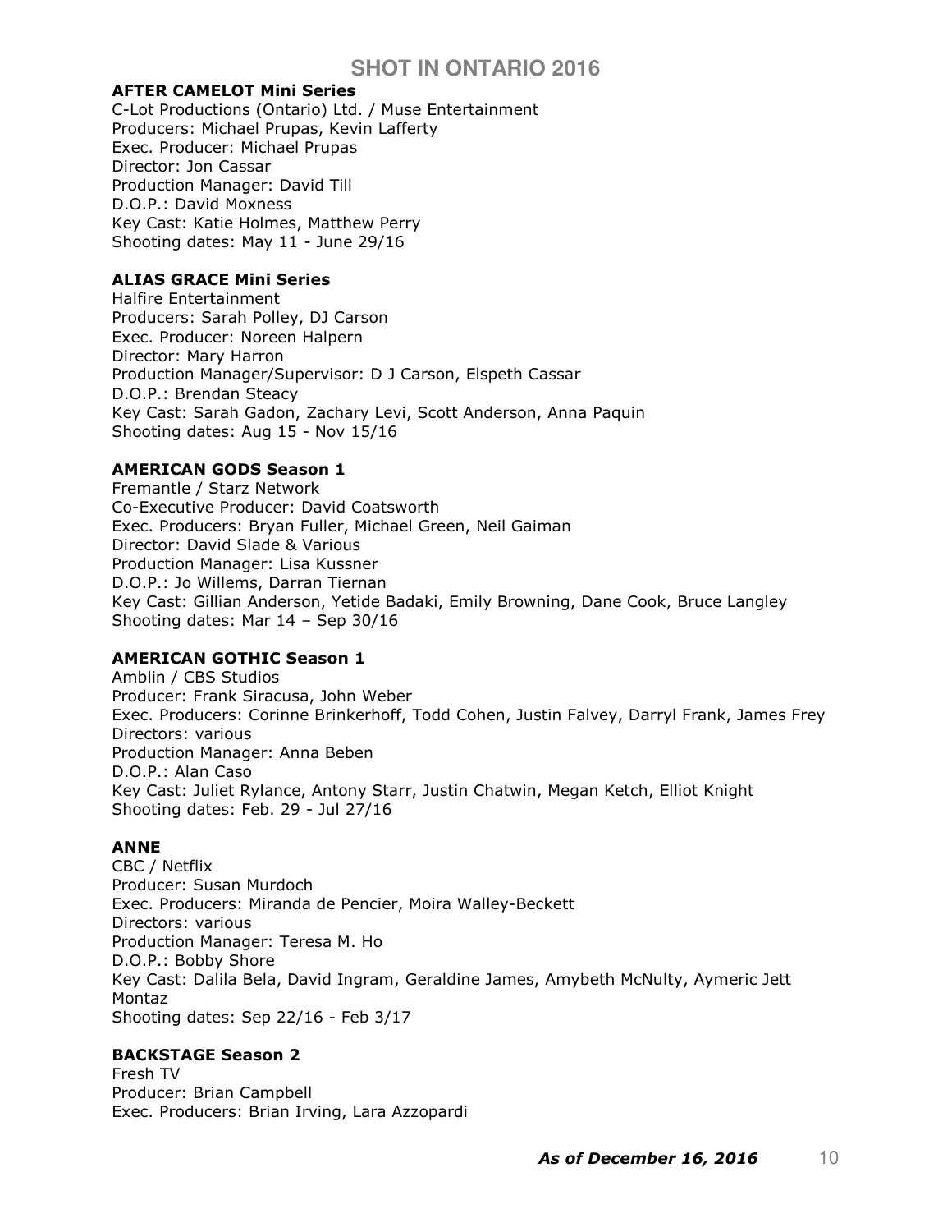**AFTER CAMELOT Mini Series**
C-Lot Productions (Ontario) Ltd. / Muse Entertainment
Producers: Michael Prupas, Kevin Lafferty
Exec. Producer: Michael Prupas
Director: Jon Cassar
Production Manager: David Till
D.O.P.: David Moxness
Key Cast: Katie Holmes, Matthew Perry
Shooting dates: May 11 - June 29/16

**ALIAS GRACE Mini Series**
Halfire Entertainment
Producers: Sarah Polley, DJ Carson
Exec. Producer: Noreen Halpern
Director: Mary Harron
Production Manager/Supervisor: D J Carson, Elspeth Cassar
D.O.P.: Brendan Steacy
Key Cast: Sarah Gadon, Zachary Levi, Scott Anderson, Anna Paquin
Shooting dates: Aug 15 - Nov 15/16

**AMERICAN GODS Season 1**
Fremantle / Starz Network
Co-Executive Producer: David Coatsworth
Exec. Producers: Bryan Fuller, Michael Green, Neil Gaiman
Director: David Slade & Various
Production Manager: Lisa Kussner
D.O.P.: Jo Willems, Darran Tiernan
Key Cast: Gillian Anderson, Yetide Badaki, Emily Browning, Dane Cook, Bruce Langley
Shooting dates: Mar 14 – Sep 30/16

**AMERICAN GOTHIC Season 1**
Amblin / CBS Studios
Producer: Frank Siracusa, John Weber
Exec. Producers: Corinne Brinkerhoff, Todd Cohen, Justin Falvey, Darryl Frank, James Frey
Directors: various
Production Manager: Anna Beben
D.O.P.: Alan Caso
Key Cast: Juliet Rylance, Antony Starr, Justin Chatwin, Megan Ketch, Elliot Knight
Shooting dates: Feb. 29 - Jul 27/16

**ANNE**
CBC / Netflix
Producer: Susan Murdoch
Exec. Producers: Miranda de Pencier, Moira Walley-Beckett
Directors: various
Production Manager: Teresa M. Ho
D.O.P.: Bobby Shore
Key Cast: Dalila Bela, David Ingram, Geraldine James, Amybeth McNulty, Aymeric Jett Montaz
Shooting dates: Sep 22/16 - Feb 3/17

**BACKSTAGE Season 2**
Fresh TV
Producer: Brian Campbell
Exec. Producers: Brian Irving, Lara Azzopardi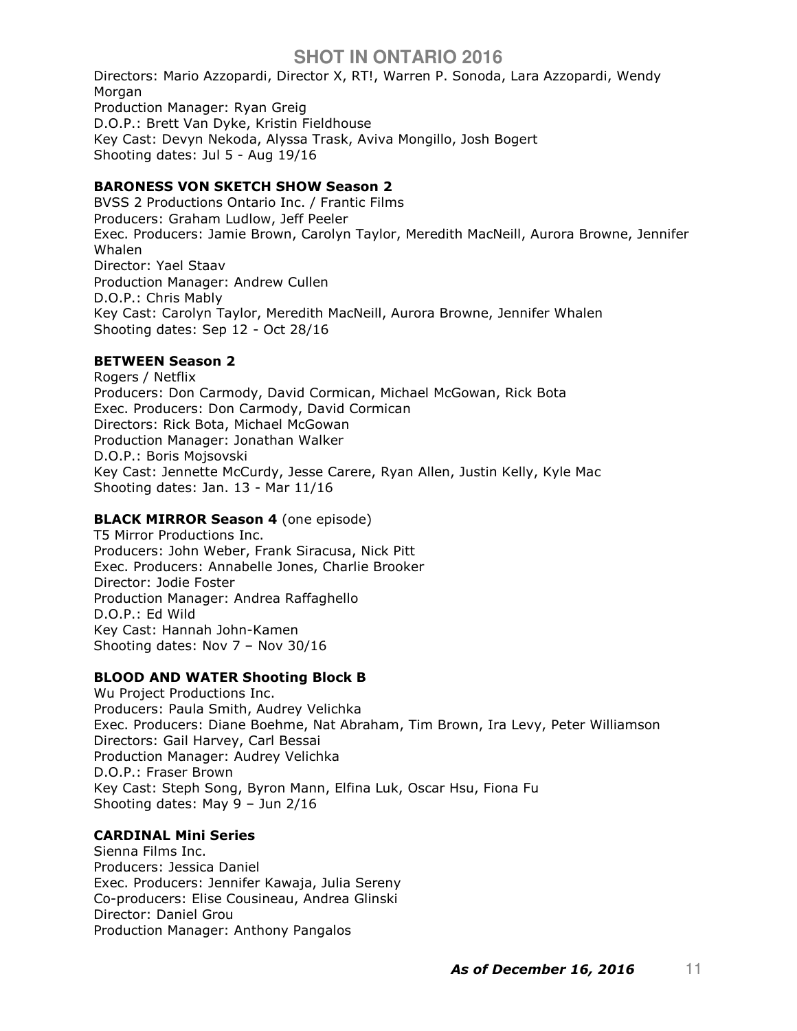Directors: Mario Azzopardi, Director X, RT!, Warren P. Sonoda, Lara Azzopardi, Wendy Morgan
Production Manager: Ryan Greig
D.O.P.: Brett Van Dyke, Kristin Fieldhouse
Key Cast: Devyn Nekoda, Alyssa Trask, Aviva Mongillo, Josh Bogert
Shooting dates: Jul 5 - Aug 19/16

**BARONESS VON SKETCH SHOW Season 2**
BVSS 2 Productions Ontario Inc. / Frantic Films
Producers: Graham Ludlow, Jeff Peeler
Exec. Producers: Jamie Brown, Carolyn Taylor, Meredith MacNeill, Aurora Browne, Jennifer Whalen
Director: Yael Staav
Production Manager: Andrew Cullen
D.O.P.: Chris Mably
Key Cast: Carolyn Taylor, Meredith MacNeill, Aurora Browne, Jennifer Whalen
Shooting dates: Sep 12 - Oct 28/16

**BETWEEN Season 2**
Rogers / Netflix
Producers: Don Carmody, David Cormican, Michael McGowan, Rick Bota
Exec. Producers: Don Carmody, David Cormican
Directors: Rick Bota, Michael McGowan
Production Manager: Jonathan Walker
D.O.P.: Boris Mojsovski
Key Cast: Jennette McCurdy, Jesse Carere, Ryan Allen, Justin Kelly, Kyle Mac
Shooting dates: Jan. 13 - Mar 11/16

**BLACK MIRROR Season 4** (one episode)
T5 Mirror Productions Inc.
Producers: John Weber, Frank Siracusa, Nick Pitt
Exec. Producers: Annabelle Jones, Charlie Brooker
Director: Jodie Foster
Production Manager: Andrea Raffaghello
D.O.P.: Ed Wild
Key Cast: Hannah John-Kamen
Shooting dates: Nov 7 – Nov 30/16

**BLOOD AND WATER Shooting Block B**
Wu Project Productions Inc.
Producers: Paula Smith, Audrey Velichka
Exec. Producers: Diane Boehme, Nat Abraham, Tim Brown, Ira Levy, Peter Williamson
Directors: Gail Harvey, Carl Bessai
Production Manager: Audrey Velichka
D.O.P.: Fraser Brown
Key Cast: Steph Song, Byron Mann, Elfina Luk, Oscar Hsu, Fiona Fu
Shooting dates: May 9 – Jun 2/16

**CARDINAL Mini Series**
Sienna Films Inc.
Producers: Jessica Daniel
Exec. Producers: Jennifer Kawaja, Julia Sereny
Co-producers: Elise Cousineau, Andrea Glinski
Director: Daniel Grou
Production Manager: Anthony Pangalos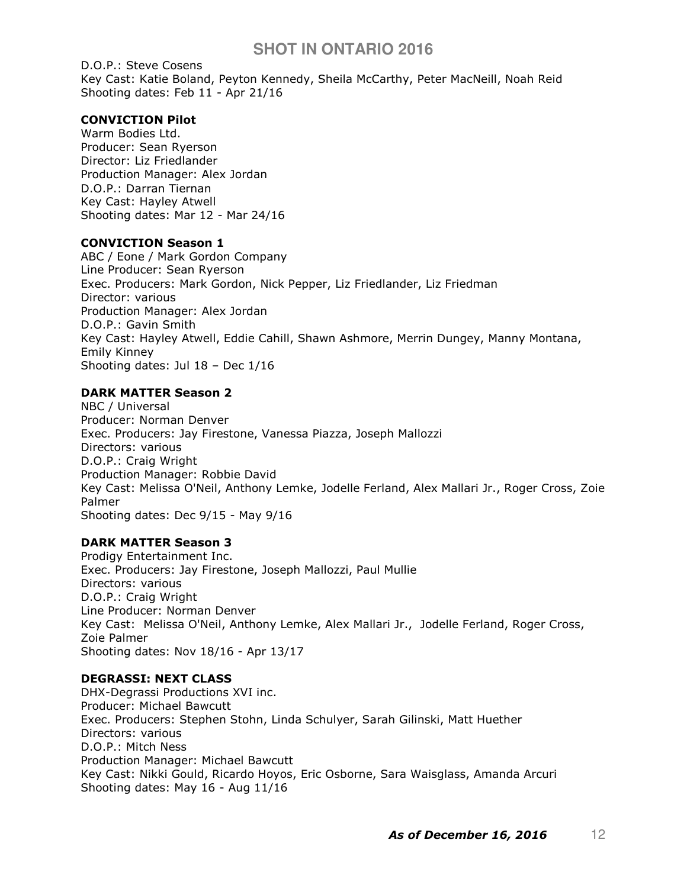D.O.P.: Steve Cosens
Key Cast: Katie Boland, Peyton Kennedy, Sheila McCarthy, Peter MacNeill, Noah Reid
Shooting dates: Feb 11 - Apr 21/16

**CONVICTION Pilot**
Warm Bodies Ltd.
Producer: Sean Ryerson
Director: Liz Friedlander
Production Manager: Alex Jordan
D.O.P.: Darran Tiernan
Key Cast: Hayley Atwell
Shooting dates: Mar 12 - Mar 24/16

**CONVICTION Season 1**
ABC / Eone / Mark Gordon Company
Line Producer: Sean Ryerson
Exec. Producers: Mark Gordon, Nick Pepper, Liz Friedlander, Liz Friedman
Director: various
Production Manager: Alex Jordan
D.O.P.: Gavin Smith
Key Cast: Hayley Atwell, Eddie Cahill, Shawn Ashmore, Merrin Dungey, Manny Montana, Emily Kinney
Shooting dates: Jul 18 – Dec 1/16

**DARK MATTER Season 2**
NBC / Universal
Producer: Norman Denver
Exec. Producers: Jay Firestone, Vanessa Piazza, Joseph Mallozzi
Directors: various
D.O.P.: Craig Wright
Production Manager: Robbie David
Key Cast: Melissa O'Neil, Anthony Lemke, Jodelle Ferland, Alex Mallari Jr., Roger Cross, Zoie Palmer
Shooting dates: Dec 9/15 - May 9/16

**DARK MATTER Season 3**
Prodigy Entertainment Inc.
Exec. Producers: Jay Firestone, Joseph Mallozzi, Paul Mullie
Directors: various
D.O.P.: Craig Wright
Line Producer: Norman Denver
Key Cast: Melissa O'Neil, Anthony Lemke, Alex Mallari Jr., Jodelle Ferland, Roger Cross, Zoie Palmer
Shooting dates: Nov 18/16 - Apr 13/17

**DEGRASSI: NEXT CLASS**
DHX-Degrassi Productions XVI inc.
Producer: Michael Bawcutt
Exec. Producers: Stephen Stohn, Linda Schulyer, Sarah Gilinski, Matt Huether
Directors: various
D.O.P.: Mitch Ness
Production Manager: Michael Bawcutt
Key Cast: Nikki Gould, Ricardo Hoyos, Eric Osborne, Sara Waisglass, Amanda Arcuri
Shooting dates: May 16 - Aug 11/16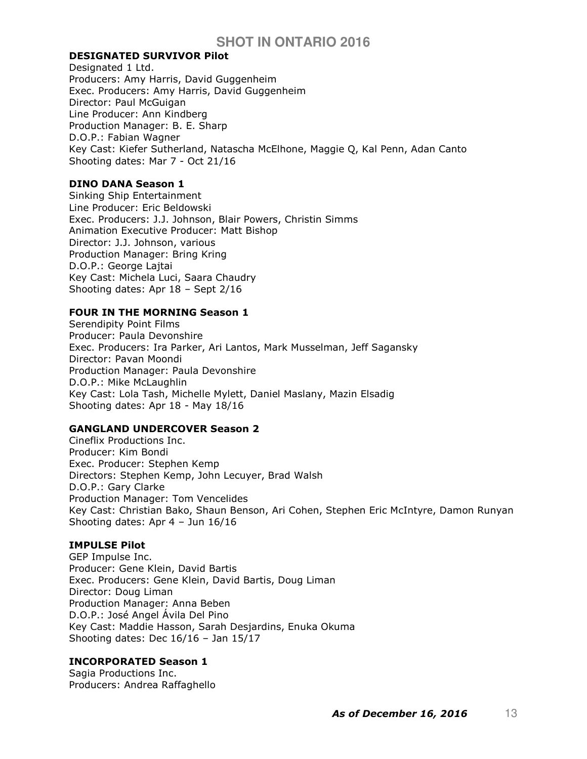**DESIGNATED SURVIVOR Pilot**
Designated 1 Ltd.
Producers: Amy Harris, David Guggenheim
Exec. Producers: Amy Harris, David Guggenheim
Director: Paul McGuigan
Line Producer: Ann Kindberg
Production Manager: B. E. Sharp
D.O.P.: Fabian Wagner
Key Cast: Kiefer Sutherland, Natascha McElhone, Maggie Q, Kal Penn, Adan Canto
Shooting dates: Mar 7 - Oct 21/16

**DINO DANA Season 1**
Sinking Ship Entertainment
Line Producer: Eric Beldowski
Exec. Producers: J.J. Johnson, Blair Powers, Christin Simms
Animation Executive Producer: Matt Bishop
Director: J.J. Johnson, various
Production Manager: Bring Kring
D.O.P.: George Lajtai
Key Cast: Michela Luci, Saara Chaudry
Shooting dates: Apr 18 – Sept 2/16

**FOUR IN THE MORNING Season 1**
Serendipity Point Films
Producer: Paula Devonshire
Exec. Producers: Ira Parker, Ari Lantos, Mark Musselman, Jeff Sagansky
Director: Pavan Moondi
Production Manager: Paula Devonshire
D.O.P.: Mike McLaughlin
Key Cast: Lola Tash, Michelle Mylett, Daniel Maslany, Mazin Elsadig
Shooting dates: Apr 18 - May 18/16

**GANGLAND UNDERCOVER Season 2**
Cineflix Productions Inc.
Producer: Kim Bondi
Exec. Producer: Stephen Kemp
Directors: Stephen Kemp, John Lecuyer, Brad Walsh
D.O.P.: Gary Clarke
Production Manager: Tom Vencelides
Key Cast: Christian Bako, Shaun Benson, Ari Cohen, Stephen Eric McIntyre, Damon Runyan
Shooting dates: Apr 4 – Jun 16/16

**IMPULSE Pilot**
GEP Impulse Inc.
Producer: Gene Klein, David Bartis
Exec. Producers: Gene Klein, David Bartis, Doug Liman
Director: Doug Liman
Production Manager: Anna Beben
D.O.P.: José Angel Ávila Del Pino
Key Cast: Maddie Hasson, Sarah Desjardins, Enuka Okuma
Shooting dates: Dec 16/16 – Jan 15/17

**INCORPORATED Season 1**
Sagia Productions Inc.
Producers: Andrea Raffaghello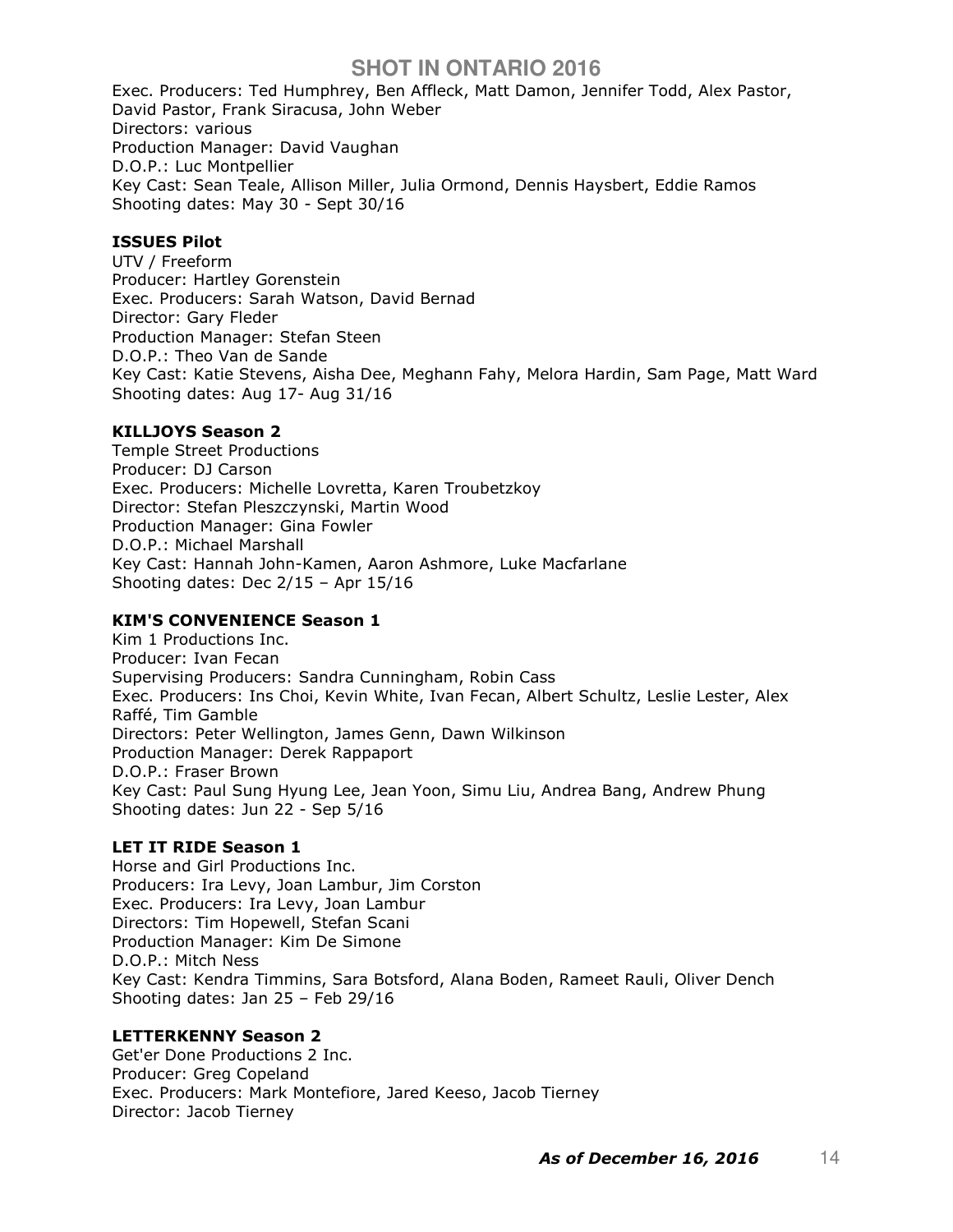Exec. Producers: Ted Humphrey, Ben Affleck, Matt Damon, Jennifer Todd, Alex Pastor, David Pastor, Frank Siracusa, John Weber
Directors: various
Production Manager: David Vaughan
D.O.P.: Luc Montpellier
Key Cast: Sean Teale, Allison Miller, Julia Ormond, Dennis Haysbert, Eddie Ramos
Shooting dates: May 30 - Sept 30/16

**ISSUES Pilot**
UTV / Freeform
Producer: Hartley Gorenstein
Exec. Producers: Sarah Watson, David Bernad
Director: Gary Fleder
Production Manager: Stefan Steen
D.O.P.: Theo Van de Sande
Key Cast: Katie Stevens, Aisha Dee, Meghann Fahy, Melora Hardin, Sam Page, Matt Ward
Shooting dates: Aug 17- Aug 31/16

**KILLJOYS Season 2**
Temple Street Productions
Producer: DJ Carson
Exec. Producers: Michelle Lovretta, Karen Troubetzkoy
Director: Stefan Pleszczynski, Martin Wood
Production Manager: Gina Fowler
D.O.P.: Michael Marshall
Key Cast: Hannah John-Kamen, Aaron Ashmore, Luke Macfarlane
Shooting dates: Dec 2/15 – Apr 15/16

**KIM'S CONVENIENCE Season 1**
Kim 1 Productions Inc.
Producer: Ivan Fecan
Supervising Producers: Sandra Cunningham, Robin Cass
Exec. Producers: Ins Choi, Kevin White, Ivan Fecan, Albert Schultz, Leslie Lester, Alex Raffé, Tim Gamble
Directors: Peter Wellington, James Genn, Dawn Wilkinson
Production Manager: Derek Rappaport
D.O.P.: Fraser Brown
Key Cast: Paul Sung Hyung Lee, Jean Yoon, Simu Liu, Andrea Bang, Andrew Phung
Shooting dates: Jun 22 - Sep 5/16

**LET IT RIDE Season 1**
Horse and Girl Productions Inc.
Producers: Ira Levy, Joan Lambur, Jim Corston
Exec. Producers: Ira Levy, Joan Lambur
Directors: Tim Hopewell, Stefan Scani
Production Manager: Kim De Simone
D.O.P.: Mitch Ness
Key Cast: Kendra Timmins, Sara Botsford, Alana Boden, Rameet Rauli, Oliver Dench
Shooting dates: Jan 25 – Feb 29/16

**LETTERKENNY Season 2**
Get'er Done Productions 2 Inc.
Producer: Greg Copeland
Exec. Producers: Mark Montefiore, Jared Keeso, Jacob Tierney
Director: Jacob Tierney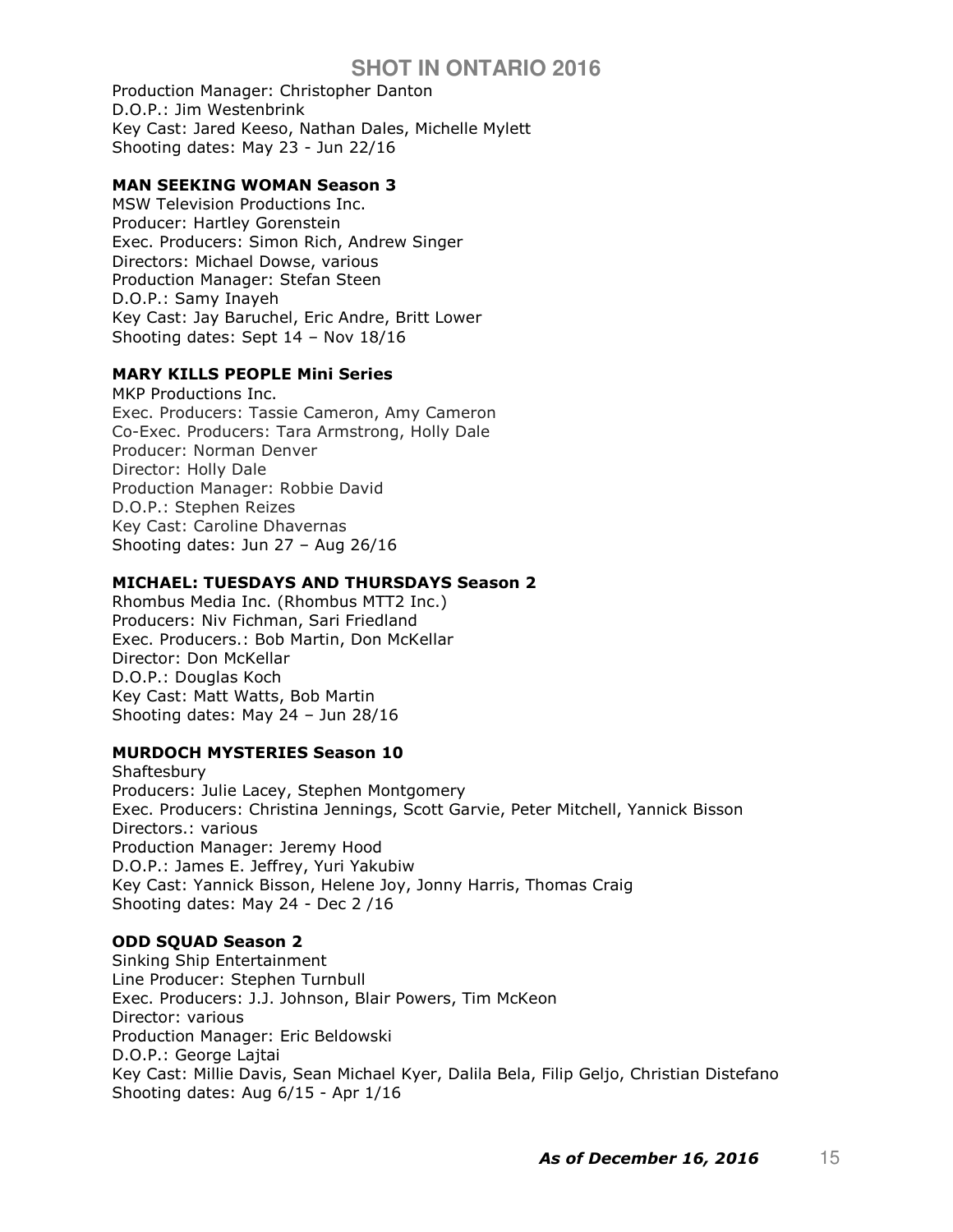Production Manager: Christopher Danton
D.O.P.: Jim Westenbrink
Key Cast: Jared Keeso, Nathan Dales, Michelle Mylett
Shooting dates: May 23 - Jun 22/16

**MAN SEEKING WOMAN Season 3**
MSW Television Productions Inc.
Producer: Hartley Gorenstein
Exec. Producers: Simon Rich, Andrew Singer
Directors: Michael Dowse, various
Production Manager: Stefan Steen
D.O.P.: Samy Inayeh
Key Cast: Jay Baruchel, Eric Andre, Britt Lower
Shooting dates: Sept 14 – Nov 18/16

**MARY KILLS PEOPLE Mini Series**
MKP Productions Inc.
Exec. Producers: Tassie Cameron, Amy Cameron
Co-Exec. Producers: Tara Armstrong, Holly Dale
Producer: Norman Denver
Director: Holly Dale
Production Manager: Robbie David
D.O.P.: Stephen Reizes
Key Cast: Caroline Dhavernas
Shooting dates: Jun 27 – Aug 26/16

**MICHAEL: TUESDAYS AND THURSDAYS Season 2**
Rhombus Media Inc. (Rhombus MTT2 Inc.)
Producers: Niv Fichman, Sari Friedland
Exec. Producers.: Bob Martin, Don McKellar
Director: Don McKellar
D.O.P.: Douglas Koch
Key Cast: Matt Watts, Bob Martin
Shooting dates: May 24 – Jun 28/16

**MURDOCH MYSTERIES Season 10**
Shaftesbury
Producers: Julie Lacey, Stephen Montgomery
Exec. Producers: Christina Jennings, Scott Garvie, Peter Mitchell, Yannick Bisson
Directors.: various
Production Manager: Jeremy Hood
D.O.P.: James E. Jeffrey, Yuri Yakubiw
Key Cast: Yannick Bisson, Helene Joy, Jonny Harris, Thomas Craig
Shooting dates: May 24 - Dec 2 /16

**ODD SQUAD Season 2**
Sinking Ship Entertainment
Line Producer: Stephen Turnbull
Exec. Producers: J.J. Johnson, Blair Powers, Tim McKeon
Director: various
Production Manager: Eric Beldowski
D.O.P.: George Lajtai
Key Cast: Millie Davis, Sean Michael Kyer, Dalila Bela, Filip Geljo, Christian Distefano
Shooting dates: Aug 6/15 - Apr 1/16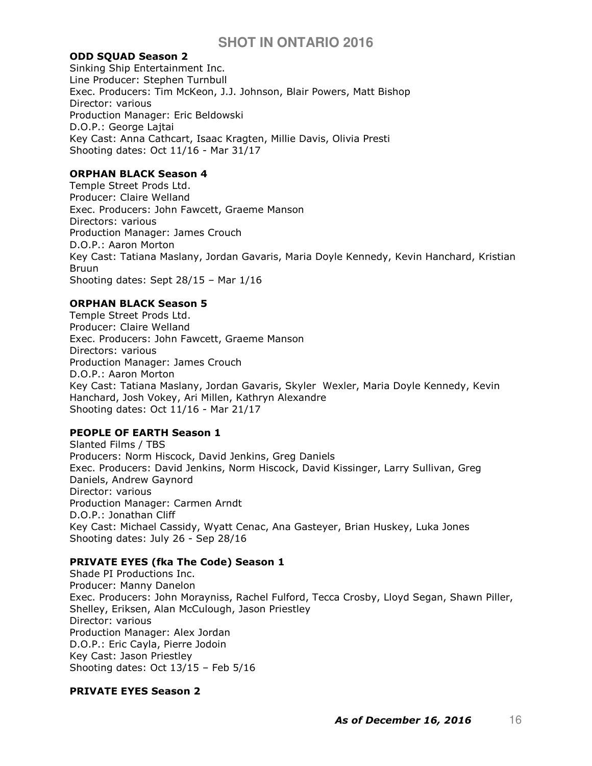**ODD SQUAD Season 2**
Sinking Ship Entertainment Inc.
Line Producer: Stephen Turnbull
Exec. Producers: Tim McKeon, J.J. Johnson, Blair Powers, Matt Bishop
Director: various
Production Manager: Eric Beldowski
D.O.P.: George Lajtai
Key Cast: Anna Cathcart, Isaac Kragten, Millie Davis, Olivia Presti
Shooting dates: Oct 11/16 - Mar 31/17

**ORPHAN BLACK Season 4**
Temple Street Prods Ltd.
Producer: Claire Welland
Exec. Producers: John Fawcett, Graeme Manson
Directors: various
Production Manager: James Crouch
D.O.P.: Aaron Morton
Key Cast: Tatiana Maslany, Jordan Gavaris, Maria Doyle Kennedy, Kevin Hanchard, Kristian Bruun
Shooting dates: Sept 28/15 – Mar 1/16

**ORPHAN BLACK Season 5**
Temple Street Prods Ltd.
Producer: Claire Welland
Exec. Producers: John Fawcett, Graeme Manson
Directors: various
Production Manager: James Crouch
D.O.P.: Aaron Morton
Key Cast: Tatiana Maslany, Jordan Gavaris, Skyler Wexler, Maria Doyle Kennedy, Kevin Hanchard, Josh Vokey, Ari Millen, Kathryn Alexandre
Shooting dates: Oct 11/16 - Mar 21/17

**PEOPLE OF EARTH Season 1**
Slanted Films / TBS
Producers: Norm Hiscock, David Jenkins, Greg Daniels
Exec. Producers: David Jenkins, Norm Hiscock, David Kissinger, Larry Sullivan, Greg Daniels, Andrew Gaynord
Director: various
Production Manager: Carmen Arndt
D.O.P.: Jonathan Cliff
Key Cast: Michael Cassidy, Wyatt Cenac, Ana Gasteyer, Brian Huskey, Luka Jones
Shooting dates: July 26 - Sep 28/16

**PRIVATE EYES (fka The Code) Season 1**
Shade PI Productions Inc.
Producer: Manny Danelon
Exec. Producers: John Morayniss, Rachel Fulford, Tecca Crosby, Lloyd Segan, Shawn Piller, Shelley, Eriksen, Alan McCulough, Jason Priestley
Director: various
Production Manager: Alex Jordan
D.O.P.: Eric Cayla, Pierre Jodoin
Key Cast: Jason Priestley
Shooting dates: Oct 13/15 – Feb 5/16

**PRIVATE EYES Season 2**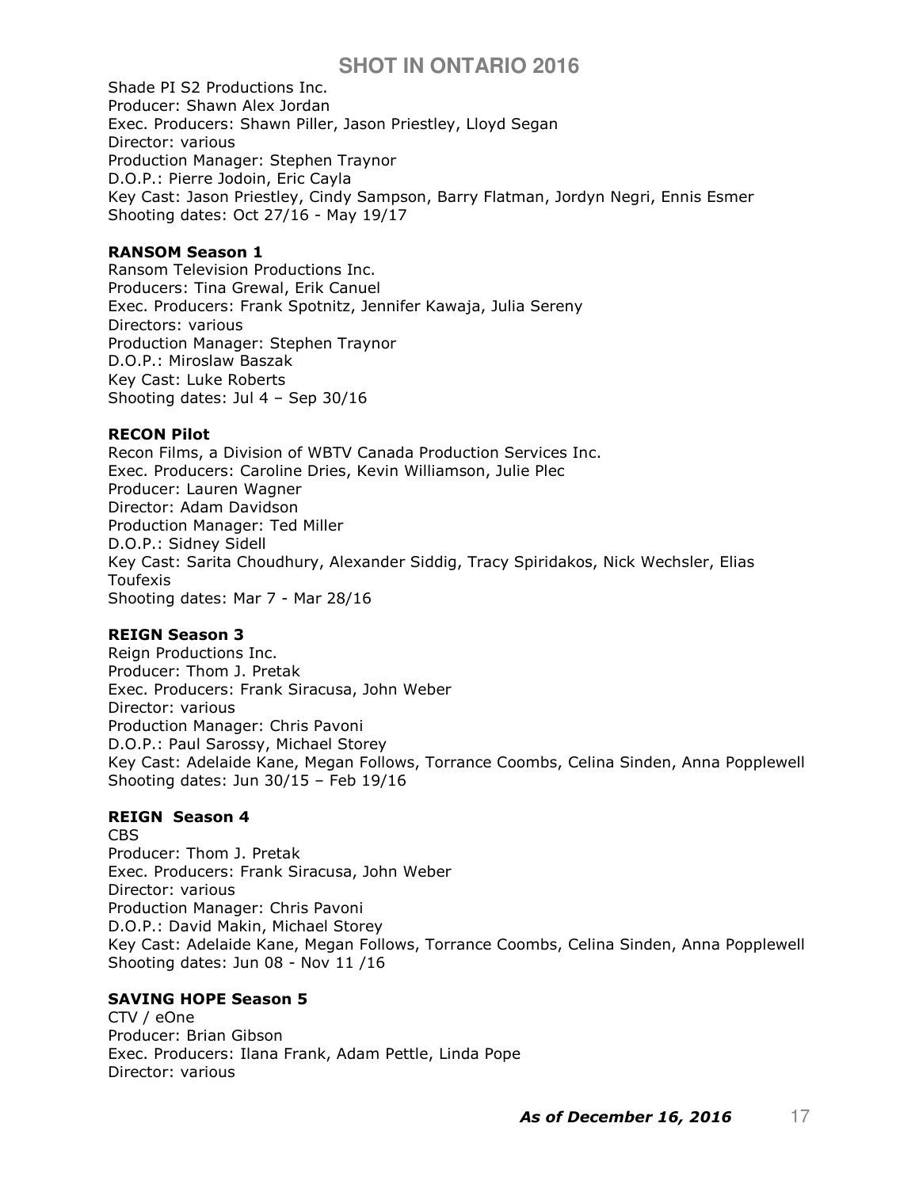Shade PI S2 Productions Inc.
Producer: Shawn Alex Jordan
Exec. Producers: Shawn Piller, Jason Priestley, Lloyd Segan
Director: various
Production Manager: Stephen Traynor
D.O.P.: Pierre Jodoin, Eric Cayla
Key Cast: Jason Priestley, Cindy Sampson, Barry Flatman, Jordyn Negri, Ennis Esmer
Shooting dates: Oct 27/16 - May 19/17

**RANSOM Season 1**
Ransom Television Productions Inc.
Producers: Tina Grewal, Erik Canuel
Exec. Producers: Frank Spotnitz, Jennifer Kawaja, Julia Sereny
Directors: various
Production Manager: Stephen Traynor
D.O.P.: Miroslaw Baszak
Key Cast: Luke Roberts
Shooting dates: Jul 4 – Sep 30/16

**RECON Pilot**
Recon Films, a Division of WBTV Canada Production Services Inc.
Exec. Producers: Caroline Dries, Kevin Williamson, Julie Plec
Producer: Lauren Wagner
Director: Adam Davidson
Production Manager: Ted Miller
D.O.P.: Sidney Sidell
Key Cast: Sarita Choudhury, Alexander Siddig, Tracy Spiridakos, Nick Wechsler, Elias Toufexis
Shooting dates: Mar 7 - Mar 28/16

**REIGN Season 3**
Reign Productions Inc.
Producer: Thom J. Pretak
Exec. Producers: Frank Siracusa, John Weber
Director: various
Production Manager: Chris Pavoni
D.O.P.: Paul Sarossy, Michael Storey
Key Cast: Adelaide Kane, Megan Follows, Torrance Coombs, Celina Sinden, Anna Popplewell
Shooting dates: Jun 30/15 – Feb 19/16

**REIGN Season 4**
CBS
Producer: Thom J. Pretak
Exec. Producers: Frank Siracusa, John Weber
Director: various
Production Manager: Chris Pavoni
D.O.P.: David Makin, Michael Storey
Key Cast: Adelaide Kane, Megan Follows, Torrance Coombs, Celina Sinden, Anna Popplewell
Shooting dates: Jun 08 - Nov 11 /16

**SAVING HOPE Season 5**
CTV / eOne
Producer: Brian Gibson
Exec. Producers: Ilana Frank, Adam Pettle, Linda Pope
Director: various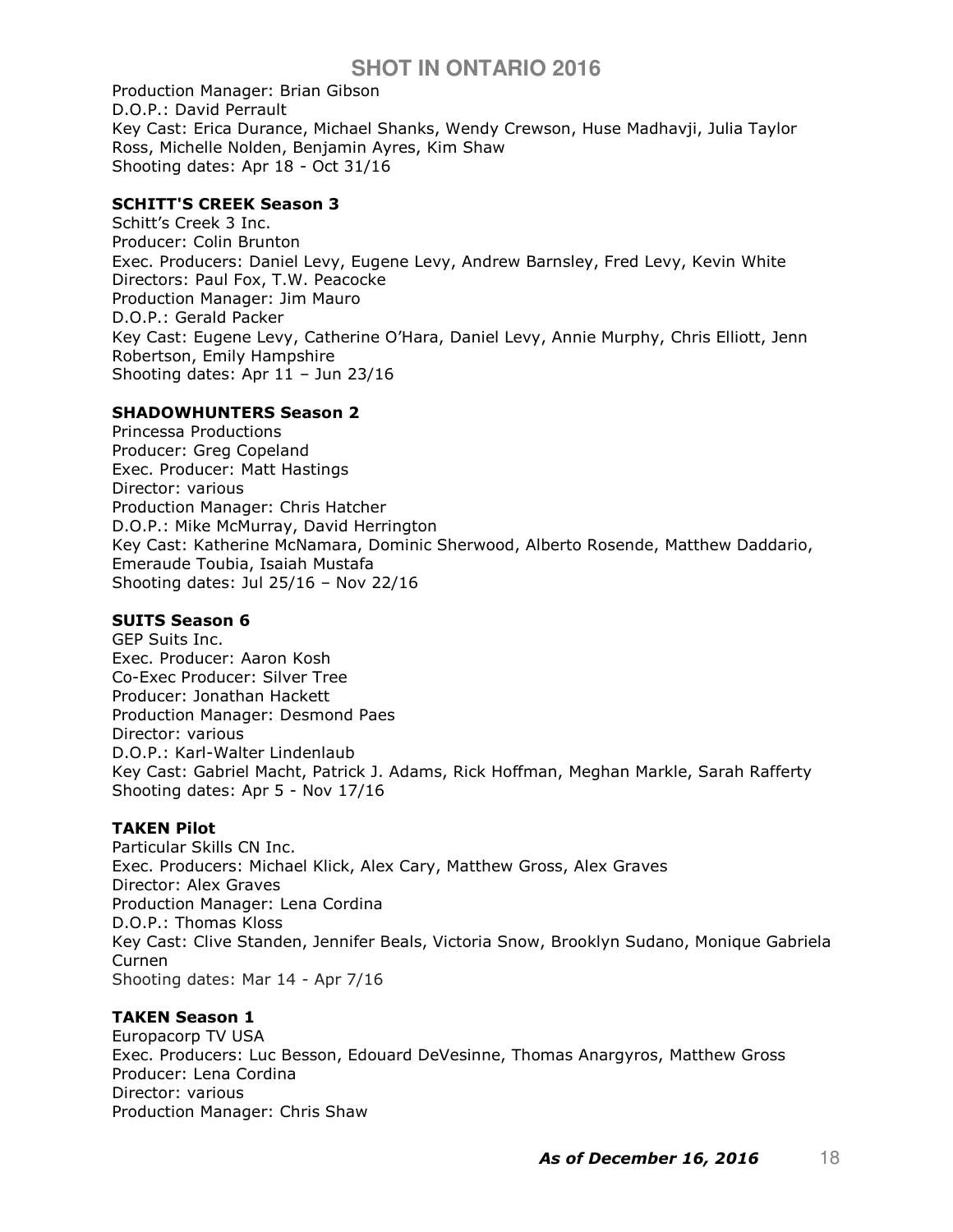Production Manager: Brian Gibson
D.O.P.: David Perrault
Key Cast: Erica Durance, Michael Shanks, Wendy Crewson, Huse Madhavji, Julia Taylor Ross, Michelle Nolden, Benjamin Ayres, Kim Shaw
Shooting dates: Apr 18 - Oct 31/16

**SCHITT'S CREEK Season 3**
Schitt's Creek 3 Inc.
Producer: Colin Brunton
Exec. Producers: Daniel Levy, Eugene Levy, Andrew Barnsley, Fred Levy, Kevin White
Directors: Paul Fox, T.W. Peacocke
Production Manager: Jim Mauro
D.O.P.: Gerald Packer
Key Cast: Eugene Levy, Catherine O'Hara, Daniel Levy, Annie Murphy, Chris Elliott, Jenn Robertson, Emily Hampshire
Shooting dates: Apr 11 – Jun 23/16

**SHADOWHUNTERS Season 2**
Princessa Productions
Producer: Greg Copeland
Exec. Producer: Matt Hastings
Director: various
Production Manager: Chris Hatcher
D.O.P.: Mike McMurray, David Herrington
Key Cast: Katherine McNamara, Dominic Sherwood, Alberto Rosende, Matthew Daddario, Emeraude Toubia, Isaiah Mustafa
Shooting dates: Jul 25/16 – Nov 22/16

**SUITS Season 6**
GEP Suits Inc.
Exec. Producer: Aaron Kosh
Co-Exec Producer: Silver Tree
Producer: Jonathan Hackett
Production Manager: Desmond Paes
Director: various
D.O.P.: Karl-Walter Lindenlaub
Key Cast: Gabriel Macht, Patrick J. Adams, Rick Hoffman, Meghan Markle, Sarah Rafferty
Shooting dates: Apr 5 - Nov 17/16

**TAKEN Pilot**
Particular Skills CN Inc.
Exec. Producers: Michael Klick, Alex Cary, Matthew Gross, Alex Graves
Director: Alex Graves
Production Manager: Lena Cordina
D.O.P.: Thomas Kloss
Key Cast: Clive Standen, Jennifer Beals, Victoria Snow, Brooklyn Sudano, Monique Gabriela Curnen
Shooting dates: Mar 14 - Apr 7/16

**TAKEN Season 1**
Europacorp TV USA
Exec. Producers: Luc Besson, Edouard DeVesinne, Thomas Anargyros, Matthew Gross
Producer: Lena Cordina
Director: various
Production Manager: Chris Shaw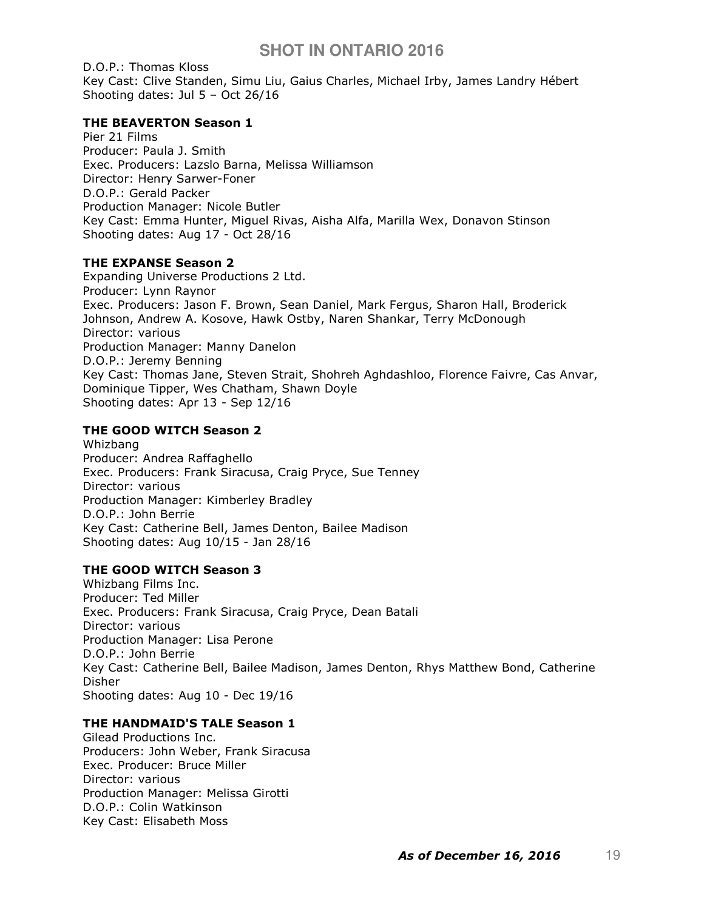D.O.P.: Thomas Kloss
Key Cast: Clive Standen, Simu Liu, Gaius Charles, Michael Irby, James Landry Hébert
Shooting dates: Jul 5 – Oct 26/16

**THE BEAVERTON Season 1**
Pier 21 Films
Producer: Paula J. Smith
Exec. Producers: Lazslo Barna, Melissa Williamson
Director: Henry Sarwer-Foner
D.O.P.: Gerald Packer
Production Manager: Nicole Butler
Key Cast: Emma Hunter, Miguel Rivas, Aisha Alfa, Marilla Wex, Donavon Stinson
Shooting dates: Aug 17 - Oct 28/16

**THE EXPANSE Season 2**
Expanding Universe Productions 2 Ltd.
Producer: Lynn Raynor
Exec. Producers: Jason F. Brown, Sean Daniel, Mark Fergus, Sharon Hall, Broderick Johnson, Andrew A. Kosove, Hawk Ostby, Naren Shankar, Terry McDonough
Director: various
Production Manager: Manny Danelon
D.O.P.: Jeremy Benning
Key Cast: Thomas Jane, Steven Strait, Shohreh Aghdashloo, Florence Faivre, Cas Anvar, Dominique Tipper, Wes Chatham, Shawn Doyle
Shooting dates: Apr 13 - Sep 12/16

**THE GOOD WITCH Season 2**
Whizbang
Producer: Andrea Raffaghello
Exec. Producers: Frank Siracusa, Craig Pryce, Sue Tenney
Director: various
Production Manager: Kimberley Bradley
D.O.P.: John Berrie
Key Cast: Catherine Bell, James Denton, Bailee Madison
Shooting dates: Aug 10/15 - Jan 28/16

**THE GOOD WITCH Season 3**
Whizbang Films Inc.
Producer: Ted Miller
Exec. Producers: Frank Siracusa, Craig Pryce, Dean Batali
Director: various
Production Manager: Lisa Perone
D.O.P.: John Berrie
Key Cast: Catherine Bell, Bailee Madison, James Denton, Rhys Matthew Bond, Catherine Disher
Shooting dates: Aug 10 - Dec 19/16

**THE HANDMAID'S TALE Season 1**
Gilead Productions Inc.
Producers: John Weber, Frank Siracusa
Exec. Producer: Bruce Miller
Director: various
Production Manager: Melissa Girotti
D.O.P.: Colin Watkinson
Key Cast: Elisabeth Moss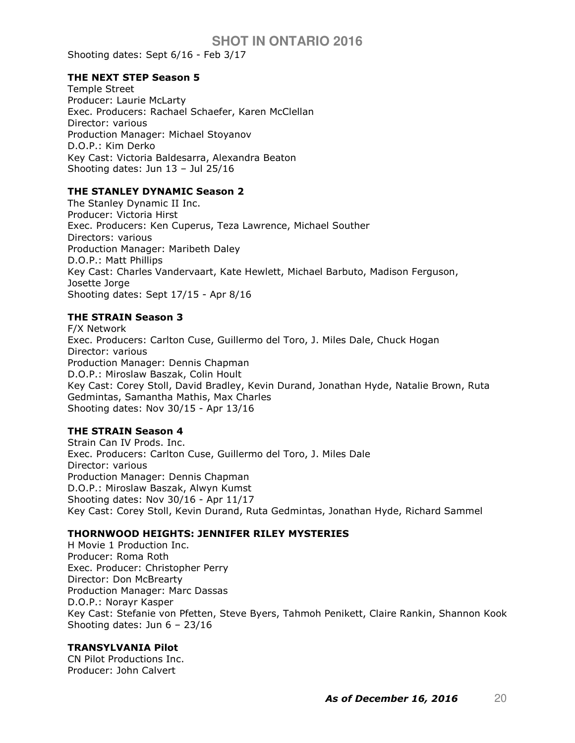Shooting dates: Sept 6/16 - Feb 3/17

**THE NEXT STEP Season 5**
Temple Street
Producer: Laurie McLarty
Exec. Producers: Rachael Schaefer, Karen McClellan
Director: various
Production Manager: Michael Stoyanov
D.O.P.: Kim Derko
Key Cast: Victoria Baldesarra, Alexandra Beaton
Shooting dates: Jun 13 – Jul 25/16

**THE STANLEY DYNAMIC Season 2**
The Stanley Dynamic II Inc.
Producer: Victoria Hirst
Exec. Producers: Ken Cuperus, Teza Lawrence, Michael Souther
Directors: various
Production Manager: Maribeth Daley
D.O.P.: Matt Phillips
Key Cast: Charles Vandervaart, Kate Hewlett, Michael Barbuto, Madison Ferguson, Josette Jorge
Shooting dates: Sept 17/15 - Apr 8/16

**THE STRAIN Season 3**
F/X Network
Exec. Producers: Carlton Cuse, Guillermo del Toro, J. Miles Dale, Chuck Hogan
Director: various
Production Manager: Dennis Chapman
D.O.P.: Miroslaw Baszak, Colin Hoult
Key Cast: Corey Stoll, David Bradley, Kevin Durand, Jonathan Hyde, Natalie Brown, Ruta Gedmintas, Samantha Mathis, Max Charles
Shooting dates: Nov 30/15 - Apr 13/16

**THE STRAIN Season 4**
Strain Can IV Prods. Inc.
Exec. Producers: Carlton Cuse, Guillermo del Toro, J. Miles Dale
Director: various
Production Manager: Dennis Chapman
D.O.P.: Miroslaw Baszak, Alwyn Kumst
Shooting dates: Nov 30/16 - Apr 11/17
Key Cast: Corey Stoll, Kevin Durand, Ruta Gedmintas, Jonathan Hyde, Richard Sammel

**THORNWOOD HEIGHTS: JENNIFER RILEY MYSTERIES**
H Movie 1 Production Inc.
Producer: Roma Roth
Exec. Producer: Christopher Perry
Director: Don McBrearty
Production Manager: Marc Dassas
D.O.P.: Norayr Kasper
Key Cast: Stefanie von Pfetten, Steve Byers, Tahmoh Penikett, Claire Rankin, Shannon Kook
Shooting dates: Jun 6 – 23/16

**TRANSYLVANIA Pilot**
CN Pilot Productions Inc.
Producer: John Calvert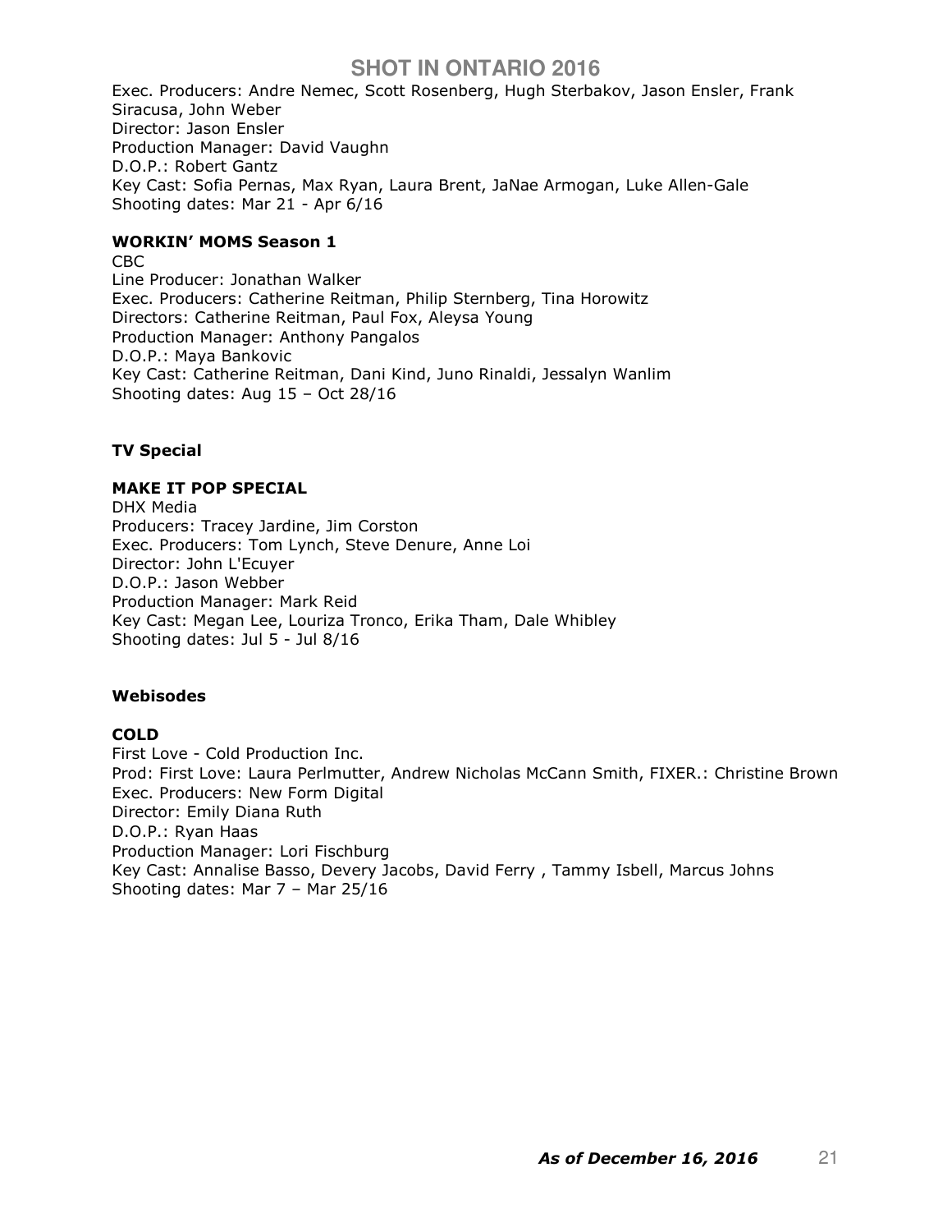Exec. Producers: Andre Nemec, Scott Rosenberg, Hugh Sterbakov, Jason Ensler, Frank Siracusa, John Weber
Director: Jason Ensler
Production Manager: David Vaughn
D.O.P.: Robert Gantz
Key Cast: Sofia Pernas, Max Ryan, Laura Brent, JaNae Armogan, Luke Allen-Gale
Shooting dates: Mar 21 - Apr 6/16

**WORKIN' MOMS Season 1**
CBC
Line Producer: Jonathan Walker
Exec. Producers: Catherine Reitman, Philip Sternberg, Tina Horowitz
Directors: Catherine Reitman, Paul Fox, Aleysa Young
Production Manager: Anthony Pangalos
D.O.P.: Maya Bankovic
Key Cast: Catherine Reitman, Dani Kind, Juno Rinaldi, Jessalyn Wanlim
Shooting dates: Aug 15 – Oct 28/16

### TV Special

**MAKE IT POP SPECIAL**
DHX Media
Producers: Tracey Jardine, Jim Corston
Exec. Producers: Tom Lynch, Steve Denure, Anne Loi
Director: John L'Ecuyer
D.O.P.: Jason Webber
Production Manager: Mark Reid
Key Cast: Megan Lee, Louriza Tronco, Erika Tham, Dale Whibley
Shooting dates: Jul 5 - Jul 8/16

### Webisodes

**COLD**
First Love - Cold Production Inc.
Prod: First Love: Laura Perlmutter, Andrew Nicholas McCann Smith, FIXER.: Christine Brown
Exec. Producers: New Form Digital
Director: Emily Diana Ruth
D.O.P.: Ryan Haas
Production Manager: Lori Fischburg
Key Cast: Annalise Basso, Devery Jacobs, David Ferry , Tammy Isbell, Marcus Johns
Shooting dates: Mar 7 – Mar 25/16